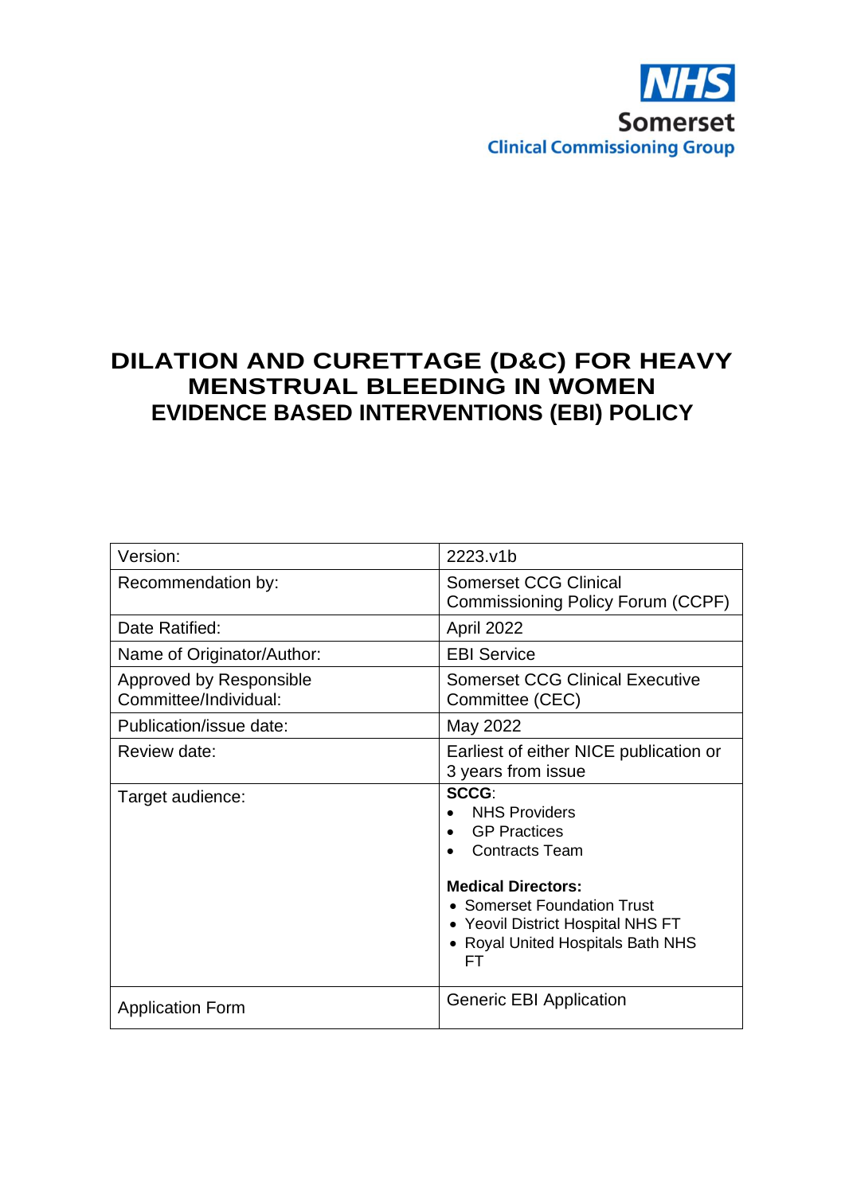NHS
Somerset
Clinical Commissioning Group

# DILATION AND CURETTAGE (D&C) FOR HEAVY MENSTRUAL BLEEDING IN WOMEN
# EVIDENCE BASED INTERVENTIONS (EBI) POLICY

| | |
|---|---|
| Version: | 2223.v1b |
| Recommendation by: | Somerset CCG Clinical Commissioning Policy Forum (CCPF) |
| Date Ratified: | April 2022 |
| Name of Originator/Author: | EBI Service |
| Approved by Responsible Committee/Individual: | Somerset CCG Clinical Executive Committee (CEC) |
| Publication/issue date: | May 2022 |
| Review date: | Earliest of either NICE publication or 3 years from issue |
| Target audience: | **SCCG**:<br>• NHS Providers<br>• GP Practices<br>• Contracts Team<br><br>**Medical Directors:**<br>• Somerset Foundation Trust<br>• Yeovil District Hospital NHS FT<br>• Royal United Hospitals Bath NHS FT |
| Application Form | Generic EBI Application |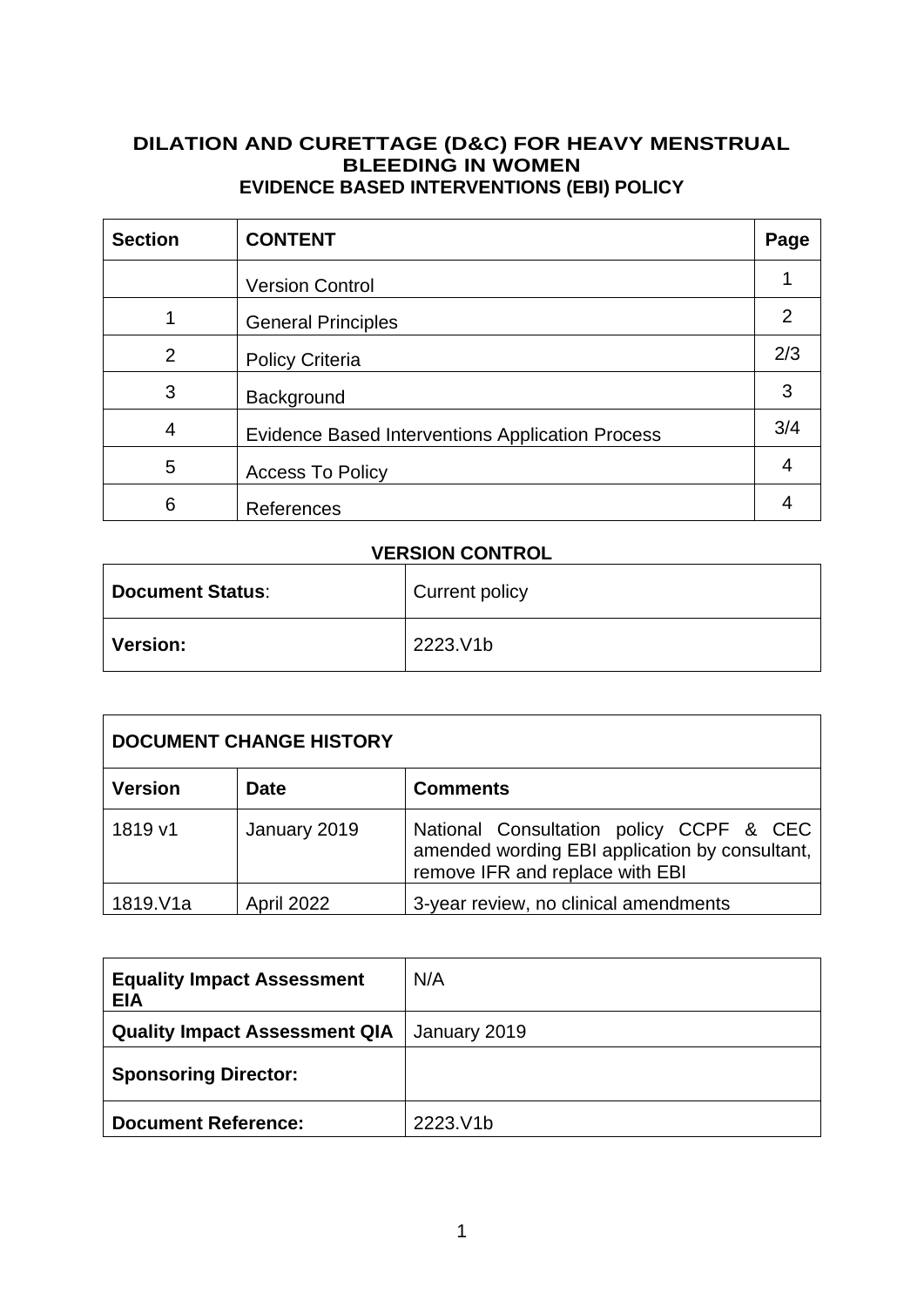# DILATION AND CURETTAGE (D&C) FOR HEAVY MENSTRUAL BLEEDING IN WOMEN

## EVIDENCE BASED INTERVENTIONS (EBI) POLICY

| Section | CONTENT | Page |
|---|---|---|
| | Version Control | 1 |
| 1 | General Principles | 2 |
| 2 | Policy Criteria | 2/3 |
| 3 | Background | 3 |
| 4 | Evidence Based Interventions Application Process | 3/4 |
| 5 | Access To Policy | 4 |
| 6 | References | 4 |

**VERSION CONTROL**

| **Document Status**: | Current policy |
|---|---|
| **Version:** | 2223.V1b |

| **DOCUMENT CHANGE HISTORY** | | |
|---|---|---|
| **Version** | **Date** | **Comments** |
| 1819 v1 | January 2019 | National Consultation policy CCPF & CEC amended wording EBI application by consultant, remove IFR and replace with EBI |
| 1819.V1a | April 2022 | 3-year review, no clinical amendments |

| **Equality Impact Assessment EIA** | N/A |
|---|---|
| **Quality Impact Assessment QIA** | January 2019 |
| **Sponsoring Director:** | |
| **Document Reference:** | 2223.V1b |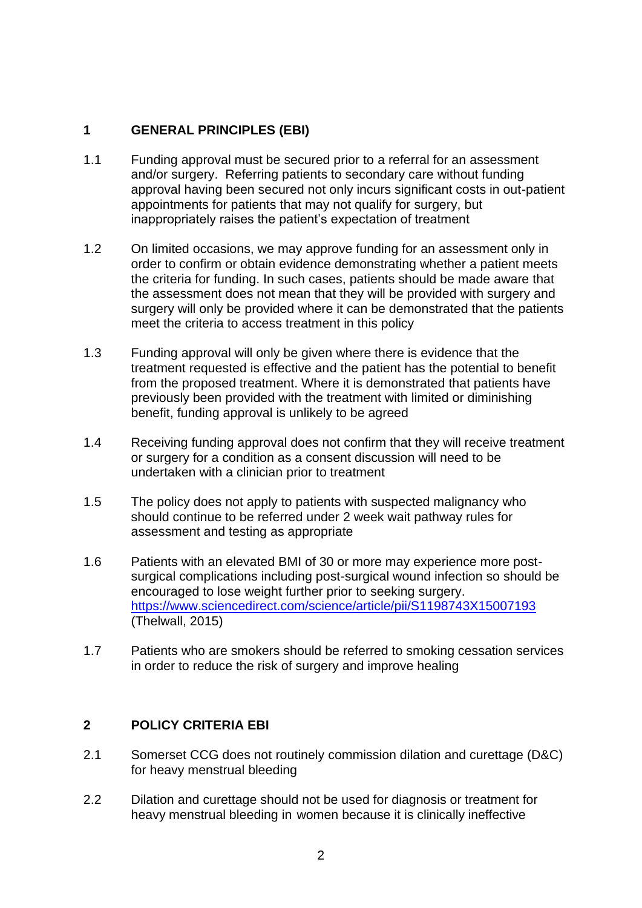## 1 GENERAL PRINCIPLES (EBI)

1.1 Funding approval must be secured prior to a referral for an assessment and/or surgery. Referring patients to secondary care without funding approval having been secured not only incurs significant costs in out-patient appointments for patients that may not qualify for surgery, but inappropriately raises the patient's expectation of treatment

1.2 On limited occasions, we may approve funding for an assessment only in order to confirm or obtain evidence demonstrating whether a patient meets the criteria for funding. In such cases, patients should be made aware that the assessment does not mean that they will be provided with surgery and surgery will only be provided where it can be demonstrated that the patients meet the criteria to access treatment in this policy

1.3 Funding approval will only be given where there is evidence that the treatment requested is effective and the patient has the potential to benefit from the proposed treatment. Where it is demonstrated that patients have previously been provided with the treatment with limited or diminishing benefit, funding approval is unlikely to be agreed

1.4 Receiving funding approval does not confirm that they will receive treatment or surgery for a condition as a consent discussion will need to be undertaken with a clinician prior to treatment

1.5 The policy does not apply to patients with suspected malignancy who should continue to be referred under 2 week wait pathway rules for assessment and testing as appropriate

1.6 Patients with an elevated BMI of 30 or more may experience more post-surgical complications including post-surgical wound infection so should be encouraged to lose weight further prior to seeking surgery. https://www.sciencedirect.com/science/article/pii/S1198743X15007193 (Thelwall, 2015)

1.7 Patients who are smokers should be referred to smoking cessation services in order to reduce the risk of surgery and improve healing

## 2 POLICY CRITERIA EBI

2.1 Somerset CCG does not routinely commission dilation and curettage (D&C) for heavy menstrual bleeding

2.2 Dilation and curettage should not be used for diagnosis or treatment for heavy menstrual bleeding in women because it is clinically ineffective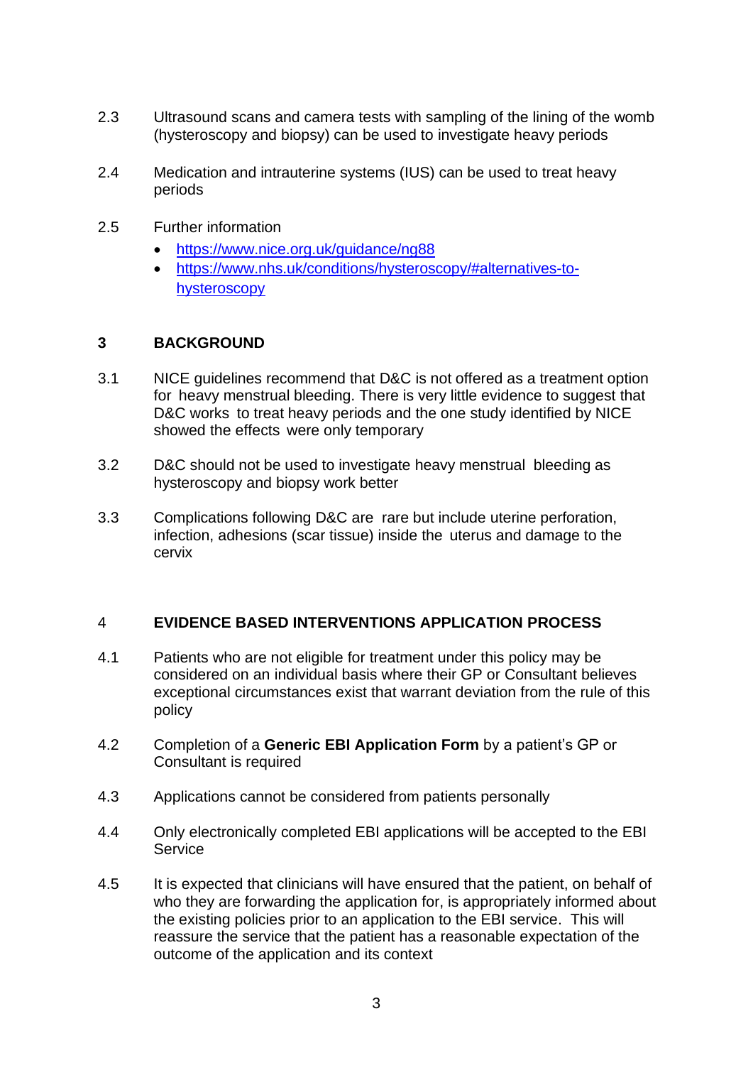2.3 Ultrasound scans and camera tests with sampling of the lining of the womb (hysteroscopy and biopsy) can be used to investigate heavy periods

2.4 Medication and intrauterine systems (IUS) can be used to treat heavy periods

2.5 Further information

- https://www.nice.org.uk/guidance/ng88
- https://www.nhs.uk/conditions/hysteroscopy/#alternatives-to-hysteroscopy

## 3 BACKGROUND

3.1 NICE guidelines recommend that D&C is not offered as a treatment option for heavy menstrual bleeding. There is very little evidence to suggest that D&C works to treat heavy periods and the one study identified by NICE showed the effects were only temporary

3.2 D&C should not be used to investigate heavy menstrual bleeding as hysteroscopy and biopsy work better

3.3 Complications following D&C are rare but include uterine perforation, infection, adhesions (scar tissue) inside the uterus and damage to the cervix

## 4 EVIDENCE BASED INTERVENTIONS APPLICATION PROCESS

4.1 Patients who are not eligible for treatment under this policy may be considered on an individual basis where their GP or Consultant believes exceptional circumstances exist that warrant deviation from the rule of this policy

4.2 Completion of a **Generic EBI Application Form** by a patient's GP or Consultant is required

4.3 Applications cannot be considered from patients personally

4.4 Only electronically completed EBI applications will be accepted to the EBI Service

4.5 It is expected that clinicians will have ensured that the patient, on behalf of who they are forwarding the application for, is appropriately informed about the existing policies prior to an application to the EBI service. This will reassure the service that the patient has a reasonable expectation of the outcome of the application and its context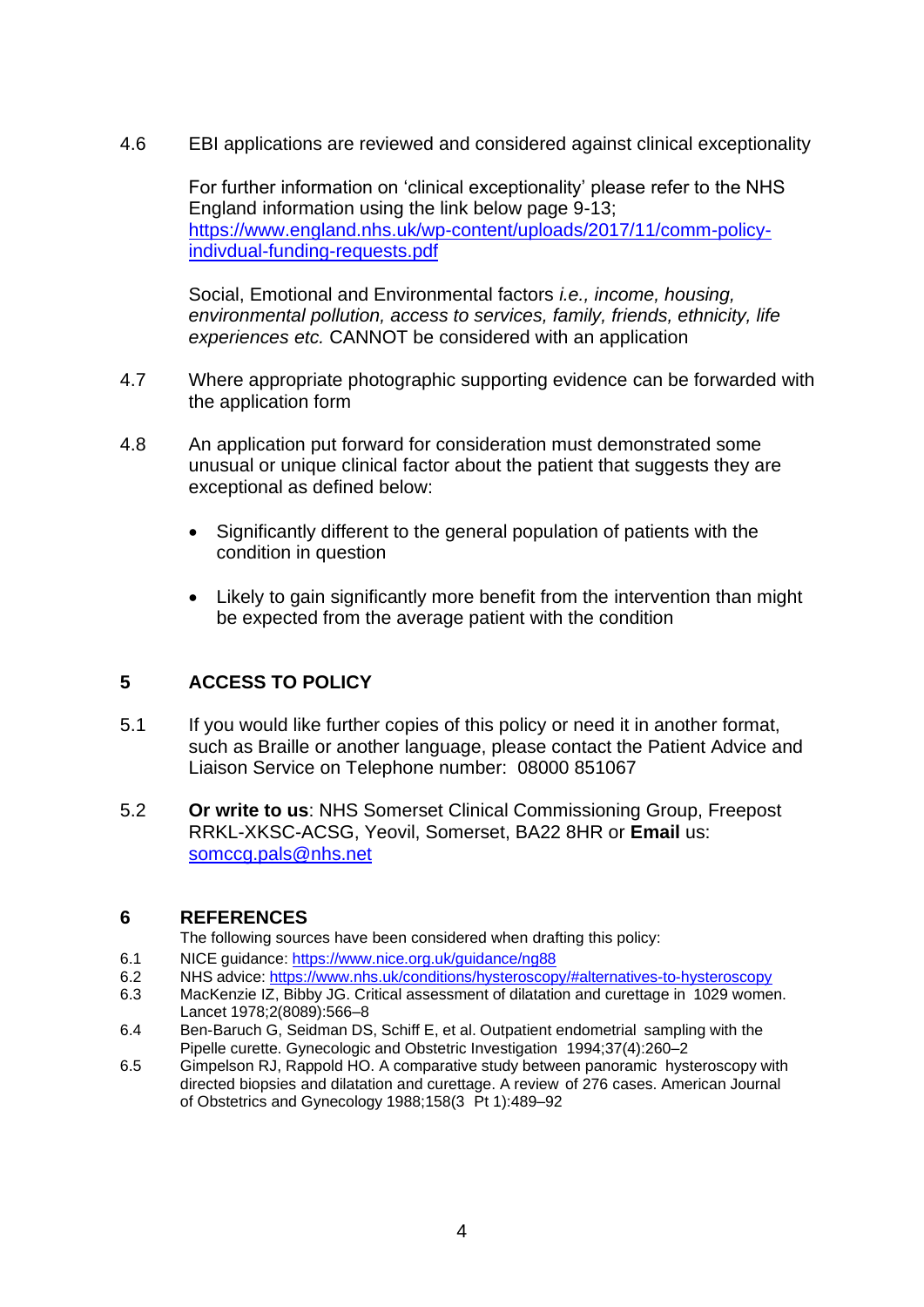4.6 EBI applications are reviewed and considered against clinical exceptionality

For further information on 'clinical exceptionality' please refer to the NHS England information using the link below page 9-13; [https://www.england.nhs.uk/wp-content/uploads/2017/11/comm-policy-indivdual-funding-requests.pdf](https://www.england.nhs.uk/wp-content/uploads/2017/11/comm-policy-indivdual-funding-requests.pdf)

Social, Emotional and Environmental factors *i.e., income, housing, environmental pollution, access to services, family, friends, ethnicity, life experiences etc.* CANNOT be considered with an application

4.7 Where appropriate photographic supporting evidence can be forwarded with the application form

4.8 An application put forward for consideration must demonstrated some unusual or unique clinical factor about the patient that suggests they are exceptional as defined below:

- Significantly different to the general population of patients with the condition in question
- Likely to gain significantly more benefit from the intervention than might be expected from the average patient with the condition

## 5 ACCESS TO POLICY

5.1 If you would like further copies of this policy or need it in another format, such as Braille or another language, please contact the Patient Advice and Liaison Service on Telephone number: 08000 851067

5.2 **Or write to us**: NHS Somerset Clinical Commissioning Group, Freepost RRKL-XKSC-ACSG, Yeovil, Somerset, BA22 8HR or **Email** us: [somccg.pals@nhs.net](mailto:somccg.pals@nhs.net)

## 6 REFERENCES

The following sources have been considered when drafting this policy:

6.1 NICE guidance: [https://www.nice.org.uk/guidance/ng88](https://www.nice.org.uk/guidance/ng88)

6.2 NHS advice: [https://www.nhs.uk/conditions/hysteroscopy/#alternatives-to-hysteroscopy](https://www.nhs.uk/conditions/hysteroscopy/#alternatives-to-hysteroscopy)

6.3 MacKenzie IZ, Bibby JG. Critical assessment of dilatation and curettage in 1029 women. Lancet 1978;2(8089):566–8

6.4 Ben-Baruch G, Seidman DS, Schiff E, et al. Outpatient endometrial sampling with the Pipelle curette. Gynecologic and Obstetric Investigation 1994;37(4):260–2

6.5 Gimpelson RJ, Rappold HO. A comparative study between panoramic hysteroscopy with directed biopsies and dilatation and curettage. A review of 276 cases. American Journal of Obstetrics and Gynecology 1988;158(3 Pt 1):489–92